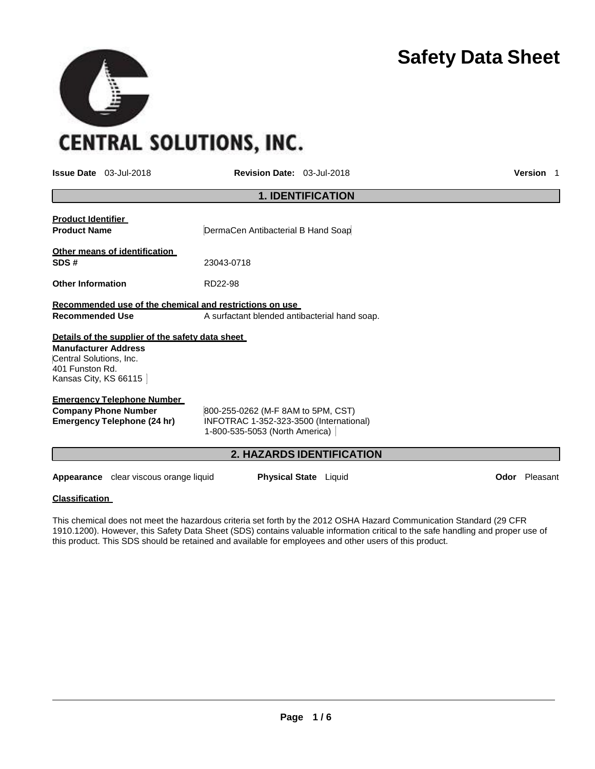# Safety Data Sheet

CENTRAL SOLUTIONS, INC.

**Issue Date** 03-Jul-2018 **Revision Date:** 03-Jul-2018 **Version** 1

## 1. IDENTIFICATION

**Product Identifier**

**Product Name** DermaCen Antibacterial B Hand Soap

**Other means of identification**

**SDS #** 23043-0718

**Other Information** RD22-98

**Recommended use of the chemical and restrictions on use**

**Recommended Use** A surfactant blended antibacterial hand soap.

**Details of the supplier of the safety data sheet**

**Manufacturer Address**
Central Solutions, Inc.
401 Funston Rd.
Kansas City, KS 66115

**Emergency Telephone Number**

**Company Phone Number** 800-255-0262 (M-F 8AM to 5PM, CST)

**Emergency Telephone (24 hr)** INFOTRAC 1-352-323-3500 (International)
1-800-535-5053 (North America)

## 2. HAZARDS IDENTIFICATION

**Appearance** clear viscous orange liquid **Physical State** Liquid **Odor** Pleasant

**Classification**

This chemical does not meet the hazardous criteria set forth by the 2012 OSHA Hazard Communication Standard (29 CFR 1910.1200). However, this Safety Data Sheet (SDS) contains valuable information critical to the safe handling and proper use of this product. This SDS should be retained and available for employees and other users of this product.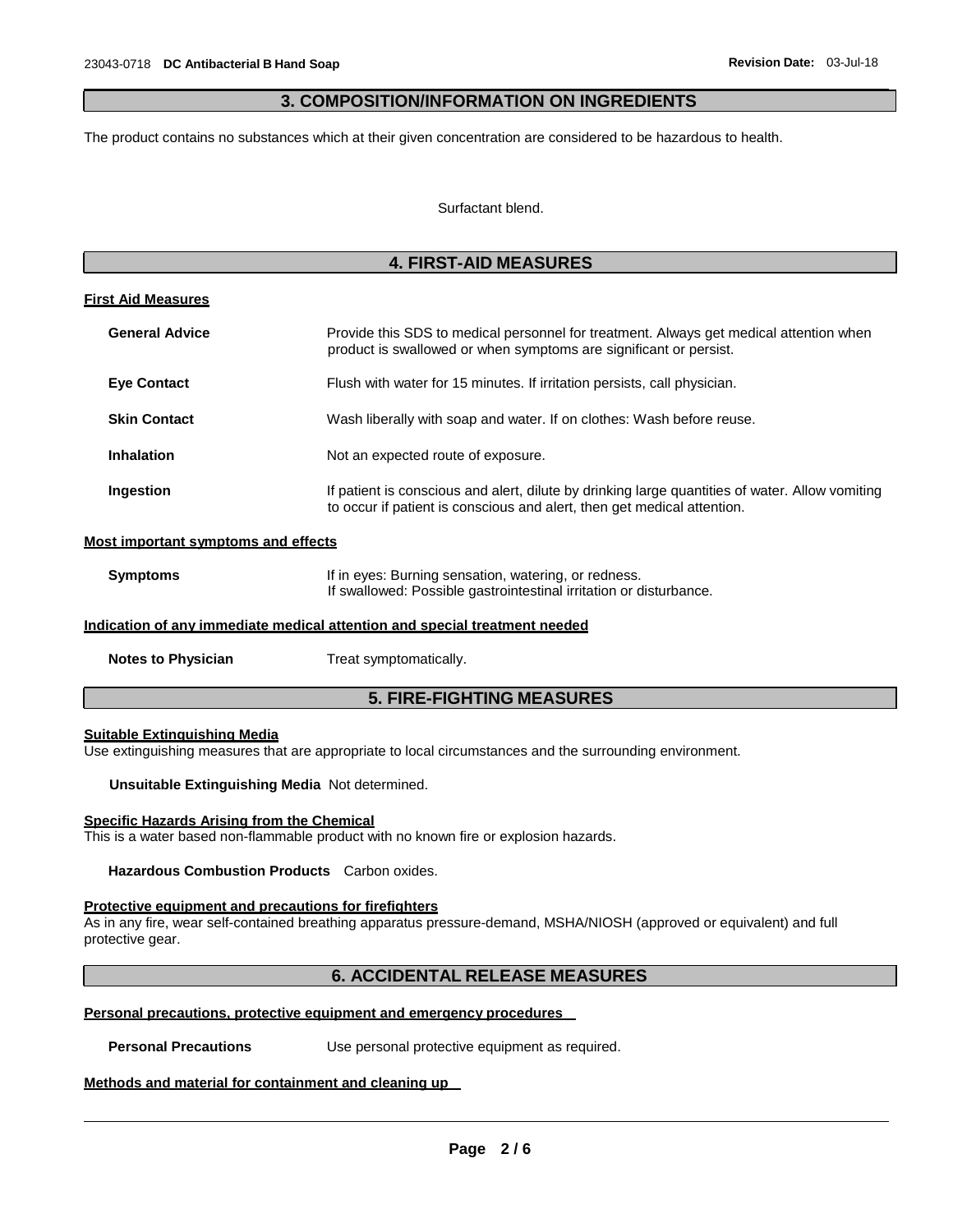## 3. COMPOSITION/INFORMATION ON INGREDIENTS

The product contains no substances which at their given concentration are considered to be hazardous to health.

Surfactant blend.

## 4. FIRST-AID MEASURES

### First Aid Measures

**General Advice**	Provide this SDS to medical personnel for treatment. Always get medical attention when product is swallowed or when symptoms are significant or persist.

**Eye Contact**	Flush with water for 15 minutes. If irritation persists, call physician.

**Skin Contact**	Wash liberally with soap and water. If on clothes: Wash before reuse.

**Inhalation**	Not an expected route of exposure.

**Ingestion**	If patient is conscious and alert, dilute by drinking large quantities of water. Allow vomiting to occur if patient is conscious and alert, then get medical attention.

### Most important symptoms and effects

**Symptoms**	If in eyes: Burning sensation, watering, or redness.
If swallowed: Possible gastrointestinal irritation or disturbance.

### Indication of any immediate medical attention and special treatment needed

**Notes to Physician**	Treat symptomatically.

## 5. FIRE-FIGHTING MEASURES

### Suitable Extinguishing Media

Use extinguishing measures that are appropriate to local circumstances and the surrounding environment.

**Unsuitable Extinguishing Media** Not determined.

### Specific Hazards Arising from the Chemical

This is a water based non-flammable product with no known fire or explosion hazards.

**Hazardous Combustion Products** Carbon oxides.

### Protective equipment and precautions for firefighters

As in any fire, wear self-contained breathing apparatus pressure-demand, MSHA/NIOSH (approved or equivalent) and full protective gear.

## 6. ACCIDENTAL RELEASE MEASURES

### Personal precautions, protective equipment and emergency procedures

**Personal Precautions**	Use personal protective equipment as required.

### Methods and material for containment and cleaning up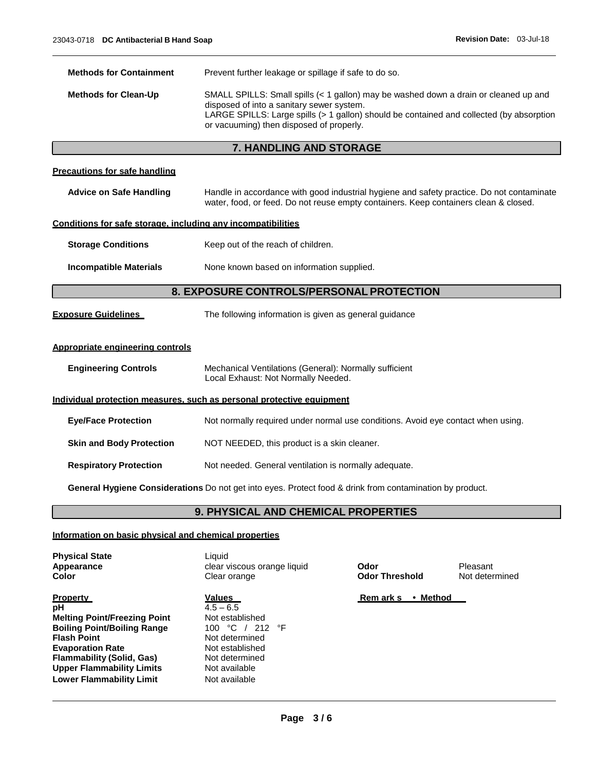**Methods for Containment** Prevent further leakage or spillage if safe to do so.

**Methods for Clean-Up** SMALL SPILLS: Small spills (< 1 gallon) may be washed down a drain or cleaned up and disposed of into a sanitary sewer system.
LARGE SPILLS: Large spills (> 1 gallon) should be contained and collected (by absorption or vacuuming) then disposed of properly.

## 7. HANDLING AND STORAGE

**Precautions for safe handling**

**Advice on Safe Handling** Handle in accordance with good industrial hygiene and safety practice. Do not contaminate water, food, or feed. Do not reuse empty containers. Keep containers clean & closed.

**Conditions for safe storage, including any incompatibilities**

**Storage Conditions** Keep out of the reach of children.

**Incompatible Materials** None known based on information supplied.

## 8. EXPOSURE CONTROLS/PERSONAL PROTECTION

**Exposure Guidelines** The following information is given as general guidance

**Appropriate engineering controls**

**Engineering Controls** Mechanical Ventilations (General): Normally sufficient
Local Exhaust: Not Normally Needed.

**Individual protection measures, such as personal protective equipment**

**Eye/Face Protection** Not normally required under normal use conditions. Avoid eye contact when using.

**Skin and Body Protection** NOT NEEDED, this product is a skin cleaner.

**Respiratory Protection** Not needed. General ventilation is normally adequate.

**General Hygiene Considerations** Do not get into eyes. Protect food & drink from contamination by product.

## 9. PHYSICAL AND CHEMICAL PROPERTIES

**Information on basic physical and chemical properties**

**Physical State** Liquid
**Appearance** clear viscous orange liquid
**Color** Clear orange
**Odor** Pleasant
**Odor Threshold** Not determined

| Property | Values | Remarks • Method |
|---|---|---|
| **pH** | 4.5 – 6.5 | |
| **Melting Point/Freezing Point** | Not established | |
| **Boiling Point/Boiling Range** | 100 °C / 212 °F | |
| **Flash Point** | Not determined | |
| **Evaporation Rate** | Not established | |
| **Flammability (Solid, Gas)** | Not determined | |
| **Upper Flammability Limits** | Not available | |
| **Lower Flammability Limit** | Not available | |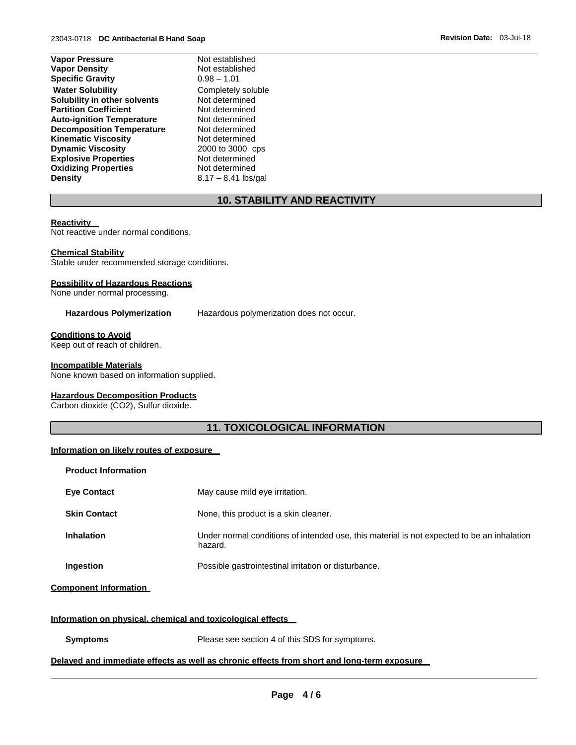| | |
|---|---|
| **Vapor Pressure** | Not established |
| **Vapor Density** | Not established |
| **Specific Gravity** | 0.98 – 1.01 |
| **Water Solubility** | Completely soluble |
| **Solubility in other solvents** | Not determined |
| **Partition Coefficient** | Not determined |
| **Auto-ignition Temperature** | Not determined |
| **Decomposition Temperature** | Not determined |
| **Kinematic Viscosity** | Not determined |
| **Dynamic Viscosity** | 2000 to 3000 cps |
| **Explosive Properties** | Not determined |
| **Oxidizing Properties** | Not determined |
| **Density** | 8.17 – 8.41 lbs/gal |

## 10. STABILITY AND REACTIVITY

**Reactivity**
Not reactive under normal conditions.

**Chemical Stability**
Stable under recommended storage conditions.

**Possibility of Hazardous Reactions**
None under normal processing.

**Hazardous Polymerization** Hazardous polymerization does not occur.

**Conditions to Avoid**
Keep out of reach of children.

**Incompatible Materials**
None known based on information supplied.

**Hazardous Decomposition Products**
Carbon dioxide ($CO_2$), Sulfur dioxide.

## 11. TOXICOLOGICAL INFORMATION

**Information on likely routes of exposure**

**Product Information**

| | |
|---|---|
| **Eye Contact** | May cause mild eye irritation. |
| **Skin Contact** | None, this product is a skin cleaner. |
| **Inhalation** | Under normal conditions of intended use, this material is not expected to be an inhalation hazard. |
| **Ingestion** | Possible gastrointestinal irritation or disturbance. |

**Component Information**

**Information on physical, chemical and toxicological effects**

**Symptoms** Please see section 4 of this SDS for symptoms.

**Delayed and immediate effects as well as chronic effects from short and long-term exposure**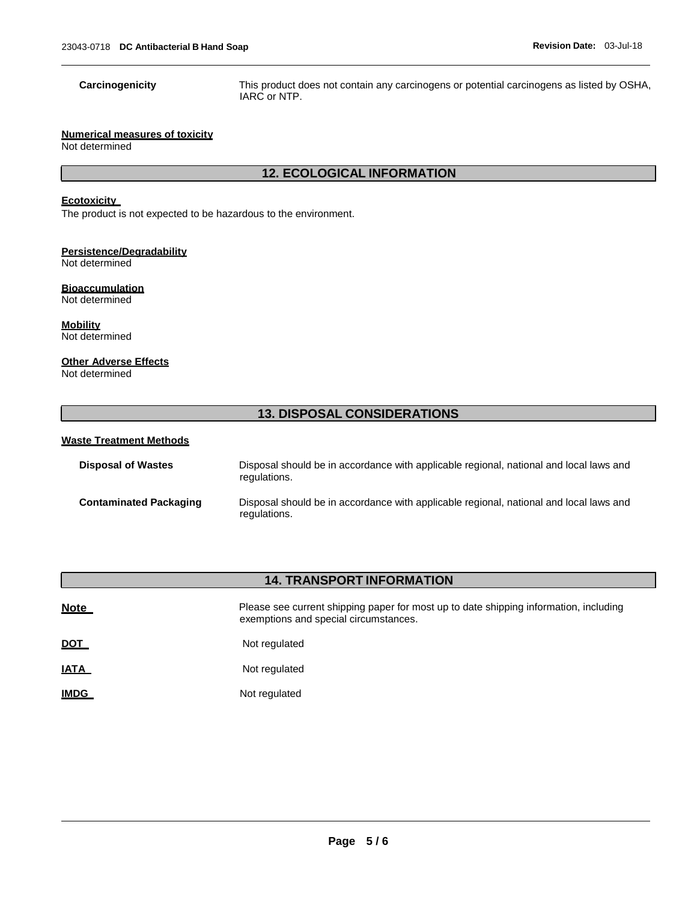**Carcinogenicity** This product does not contain any carcinogens or potential carcinogens as listed by OSHA, IARC or NTP.

**Numerical measures of toxicity**
Not determined

## 12. ECOLOGICAL INFORMATION

**Ecotoxicity**
The product is not expected to be hazardous to the environment.

**Persistence/Degradability**
Not determined

**Bioaccumulation**
Not determined

**Mobility**
Not determined

**Other Adverse Effects**
Not determined

## 13. DISPOSAL CONSIDERATIONS

**Waste Treatment Methods**

**Disposal of Wastes** Disposal should be in accordance with applicable regional, national and local laws and regulations.

**Contaminated Packaging** Disposal should be in accordance with applicable regional, national and local laws and regulations.

## 14. TRANSPORT INFORMATION

**Note** Please see current shipping paper for most up to date shipping information, including exemptions and special circumstances.

**DOT** Not regulated

**IATA** Not regulated

**IMDG** Not regulated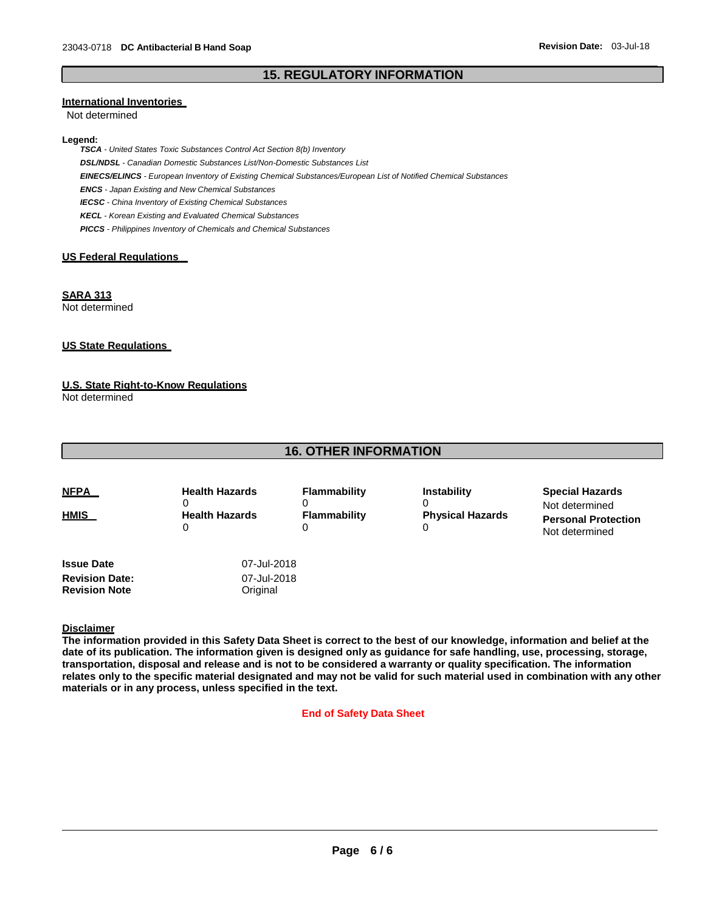## 15. REGULATORY INFORMATION

**International Inventories**

Not determined

**Legend:**

***TSCA*** *- United States Toxic Substances Control Act Section 8(b) Inventory*
***DSL/NDSL*** *- Canadian Domestic Substances List/Non-Domestic Substances List*
***EINECS/ELINCS*** *- European Inventory of Existing Chemical Substances/European List of Notified Chemical Substances*
***ENCS*** *- Japan Existing and New Chemical Substances*
***IECSC*** *- China Inventory of Existing Chemical Substances*
***KECL*** *- Korean Existing and Evaluated Chemical Substances*
***PICCS*** *- Philippines Inventory of Chemicals and Chemical Substances*

**US Federal Regulations**

**SARA 313**

Not determined

**US State Regulations**

**U.S. State Right-to-Know Regulations**

Not determined

## 16. OTHER INFORMATION

| | | | | |
|---|---|---|---|---|
| **NFPA** | **Health Hazards** 0 | **Flammability** 0 | **Instability** 0 | **Special Hazards** Not determined |
| **HMIS** | **Health Hazards** 0 | **Flammability** 0 | **Physical Hazards** 0 | **Personal Protection** Not determined |

| | |
|---|---|
| **Issue Date** | 07-Jul-2018 |
| **Revision Date:** | 07-Jul-2018 |
| **Revision Note** | Original |

**Disclaimer**

**The information provided in this Safety Data Sheet is correct to the best of our knowledge, information and belief at the date of its publication. The information given is designed only as guidance for safe handling, use, processing, storage, transportation, disposal and release and is not to be considered a warranty or quality specification. The information relates only to the specific material designated and may not be valid for such material used in combination with any other materials or in any process, unless specified in the text.**

**End of Safety Data Sheet**